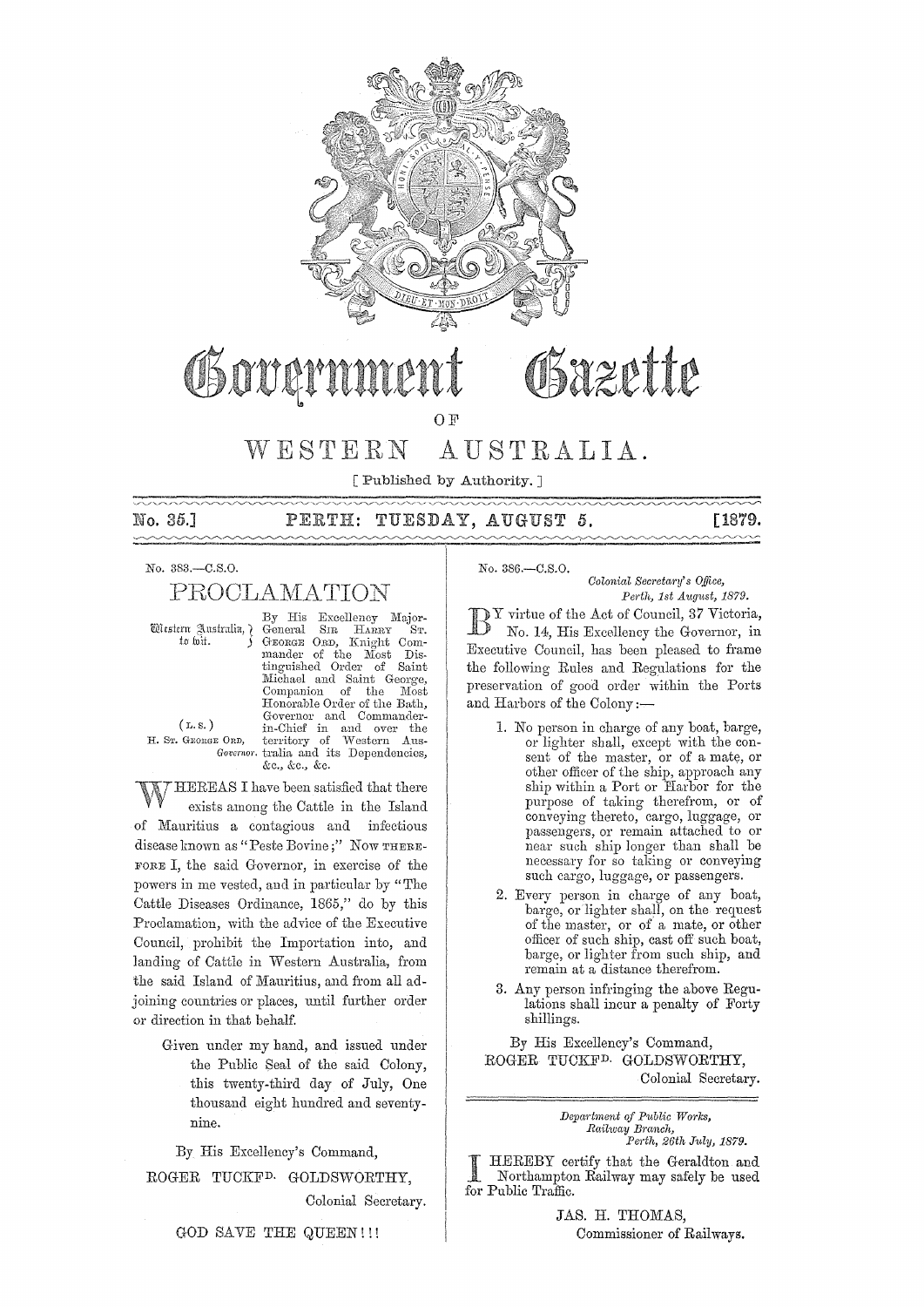# Government Gazette

OF

# WESTERN AUSTRALIA.

[ Published by Authority. ]

No. 35.] PERTH: TUESDAY, AUGUST 5. [1879.

No. 383.—C.S.O.

## PROCLAMATION

Western Australia, to wit.

(L.S.)
H. ST. GEORGE ORD,
*Governor.*

By His Excellency Major-General SIR HARRY ST. GEORGE ORD, Knight Commander of the Most Distinguished Order of Saint Michael and Saint George, Companion of the Most Honorable Order of the Bath, Governor and Commander-in-Chief in and over the territory of Western Australia and its Dependencies, &c., &c., &c.

WHEREAS I have been satisfied that there exists among the Cattle in the Island of Mauritius a contagious and infectious disease known as "Peste Bovine;" Now THEREFORE I, the said Governor, in exercise of the powers in me vested, and in particular by "The Cattle Diseases Ordinance, 1865," do by this Proclamation, with the advice of the Executive Council, prohibit the Importation into, and landing of Cattle in Western Australia, from the said Island of Mauritius, and from all adjoining countries or places, until further order or direction in that behalf.

Given under my hand, and issued under the Public Seal of the said Colony, this twenty-third day of July, One thousand eight hundred and seventy-nine.

By His Excellency's Command,
ROGER TUCKFD. GOLDSWORTHY,
Colonial Secretary.

GOD SAVE THE QUEEN!!!

---

No. 386.—C.S.O.

*Colonial Secretary's Office,*
*Perth, 1st August, 1879.*

BY virtue of the Act of Council, 37 Victoria, No. 14, His Excellency the Governor, in Executive Council, has been pleased to frame the following Rules and Regulations for the preservation of good order within the Ports and Harbors of the Colony:—

1. No person in charge of any boat, barge, or lighter shall, except with the consent of the master, or of a mate, or other officer of the ship, approach any ship within a Port or Harbor for the purpose of taking therefrom, or of conveying thereto, cargo, luggage, or passengers, or remain attached to or near such ship longer than shall be necessary for so taking or conveying such cargo, luggage, or passengers.
2. Every person in charge of any boat, barge, or lighter shall, on the request of the master, or of a mate, or other officer of such ship, cast off such boat, barge, or lighter from such ship, and remain at a distance therefrom.
3. Any person infringing the above Regulations shall incur a penalty of Forty shillings.

By His Excellency's Command,
ROGER TUCKFD. GOLDSWORTHY,
Colonial Secretary.

---

*Department of Public Works,*
*Railway Branch,*
*Perth, 26th July, 1879.*

I HEREBY certify that the Geraldton and Northampton Railway may safely be used for Public Traffic.

JAS. H. THOMAS,
Commissioner of Railways.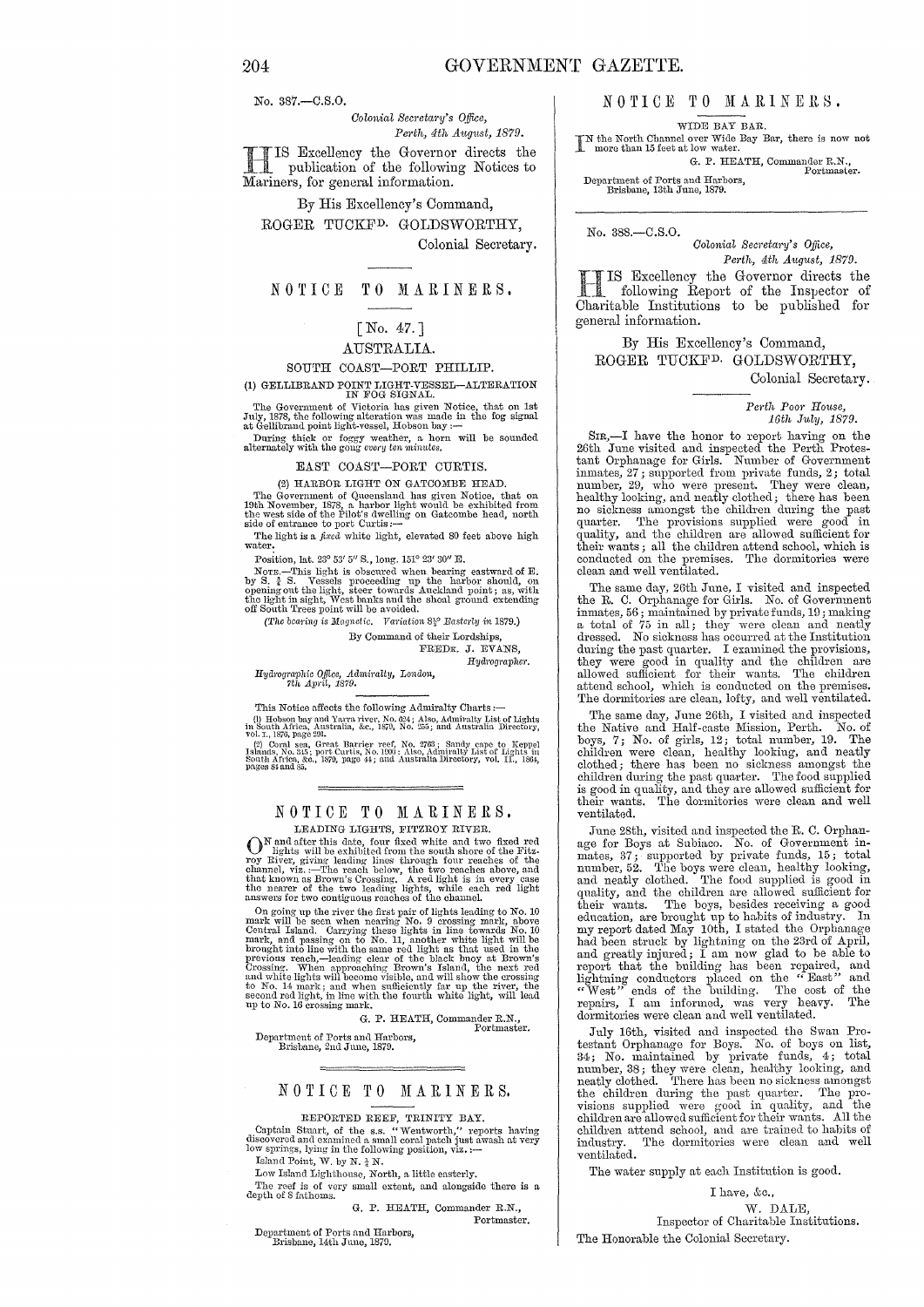No. 387.—C.S.O.

*Colonial Secretary's Office,*
*Perth, 4th August, 1879.*

HIS Excellency the Governor directs the publication of the following Notices to Mariners, for general information.

By His Excellency's Command,

ROGER TUCKFD. GOLDSWORTHY,

Colonial Secretary.

---

## NOTICE TO MARINERS.

### [No. 47.]

### AUSTRALIA.

#### SOUTH COAST—PORT PHILLIP.

(1) GELLIBRAND POINT LIGHT-VESSEL—ALTERATION IN FOG SIGNAL.

The Government of Victoria has given Notice, that on 1st July, 1878, the following alteration was made in the fog signal at Gellibrand point light-vessel, Hobson bay:—

During thick or foggy weather, a horn will be sounded alternately with the gong *every ten minutes.*

#### EAST COAST—PORT CURTIS.

(2) HARBOR LIGHT ON GATCOMBE HEAD.

The Government of Queensland has given Notice, that on 19th November, 1878, a harbor light would be exhibited from the west side of the Pilot's dwelling on Gatcombe head, north side of entrance to port Curtis:—

The light is a *fixed* white light, elevated 80 feet above high water.

Position, lat. 23° 53′ 5″ S., long. 151° 23′ 30″ E.

NOTE.—This light is obscured when bearing eastward of E. by S. ¾ S. Vessels proceeding up the harbor should, on opening out the light, steer towards Auckland point; as, with the light in sight, West banks and the shoal ground extending off South Trees point will be avoided.

(*The bearing is Magnetic. Variation 8½° Easterly in 1879.*)

By Command of their Lordships,

FREDK. J. EVANS,

*Hydrographer.*

*Hydrographic Office, Admiralty, London,*
*7th April, 1879.*

This Notice affects the following Admiralty Charts:—

(1) Hobson bay and Yarra river, No. 634; Also, Admiralty List of Lights in South Africa, Australia, &c., 1879, No. 255; and Australia Directory, vol. I., 1876, page 291.

(2) Coral sea, Great Barrier reef, No. 2763; Sandy cape to Keppel Islands, No. 345; port Curtis, No. 1900: Also, Admiralty List of Lights in South Africa, &c., 1879, page 44; and Australia Directory, vol. II., 1864, pages 84 and 85.

---

## NOTICE TO MARINERS.

#### LEADING LIGHTS, FITZROY RIVER.

ON and after this date, four fixed white and two fixed red lights will be exhibited from the south shore of the Fitzroy River, giving leading lines through four reaches of the channel, viz.:—The reach below, the two reaches above, and that known as Brown's Crossing. A red light is in every case the nearer of the two leading lights, while each red light answers for two contiguous reaches of the channel.

On going up the river the first pair of lights leading to No. 10 mark will be seen when nearing No. 9 crossing mark, above Central Island. Carrying these lights in line towards No. 10 mark, and passing on to No. 11, another white light will be brought into line with the same red light as that used in the previous reach,—leading clear of the black buoy at Brown's Crossing. When approaching Brown's Island, the next red and white lights will become visible, and will show the crossing to No. 14 mark; and when sufficiently far up the river, the second red light, in line with the fourth white light, will lead up to No. 16 crossing mark.

G. P. HEATH, Commander R.N.,
Portmaster.

Department of Ports and Harbors,
Brisbane, 2nd June, 1879.

---

## NOTICE TO MARINERS.

#### REPORTED REEF, TRINITY BAY.

Captain Stuart, of the s.s. "Wentworth," reports having discovered and examined a small coral patch just awash at very low springs, lying in the following position, viz.:—

Island Point, W. by N. ½ N.

Low Island Lighthouse, North, a little easterly.

The reef is of very small extent, and alongside there is a depth of 8 fathoms.

G. P. HEATH, Commander R.N.,
Portmaster.

Department of Ports and Harbors,
Brisbane, 14th June, 1879.

---

## NOTICE TO MARINERS.

#### WIDE BAY BAR.

IN the North Channel over Wide Bay Bar, there is now not more than 15 feet at low water.

G. P. HEATH, Commander R.N.,
Portmaster.

Department of Ports and Harbors,
Brisbane, 13th June, 1879.

---

No. 388.—C.S.O.

*Colonial Secretary's Office,*
*Perth, 4th August, 1879.*

HIS Excellency the Governor directs the following Report of the Inspector of Charitable Institutions to be published for general information.

By His Excellency's Command,

ROGER TUCKFD. GOLDSWORTHY,

Colonial Secretary.

---

*Perth Poor House,*
*16th July, 1879.*

SIR,—I have the honor to report having on the 26th June visited and inspected the Perth Protestant Orphanage for Girls. Number of Government inmates, 27; supported from private funds, 2; total number, 29, who were present. They were clean, healthy looking, and neatly clothed; there has been no sickness amongst the children during the past quarter. The provisions supplied were good in quality, and the children are allowed sufficient for their wants; all the children attend school, which is conducted on the premises. The dormitories were clean and well ventilated.

The same day, 26th June, I visited and inspected the R. C. Orphanage for Girls. No. of Government inmates, 56; maintained by private funds, 19; making a total of 75 in all; they were clean and neatly dressed. No sickness has occurred at the Institution during the past quarter. I examined the provisions, they were good in quality and the children are allowed sufficient for their wants. The children attend school, which is conducted on the premises. The dormitories are clean, lofty, and well ventilated.

The same day, June 26th, I visited and inspected the Native and Half-caste Mission, Perth. No. of boys, 7; No. of girls, 12; total number, 19. The children were clean, healthy looking, and neatly clothed; there has been no sickness amongst the children during the past quarter. The food supplied is good in quality, and they are allowed sufficient for their wants. The dormitories were clean and well ventilated.

June 28th, visited and inspected the R. C. Orphanage for Boys at Subiaco. No. of Government inmates, 37; supported by private funds, 15; total number, 52. The boys were clean, healthy looking, and neatly clothed. The food supplied is good in quality, and the children are allowed sufficient for their wants. The boys, besides receiving a good education, are brought up to habits of industry. In my report dated May 10th, I stated the Orphanage had been struck by lightning on the 23rd of April, and greatly injured; I am now glad to be able to report that the building has been repaired, and lightning conductors placed on the "East" and "West" ends of the building. The cost of the repairs, I am informed, was very heavy. The dormitories were clean and well ventilated.

July 16th, visited and inspected the Swan Protestant Orphanage for Boys. No. of boys on list, 34; No. maintained by private funds, 4; total number, 38; they were clean, healthy looking, and neatly clothed. There has been no sickness amongst the children during the past quarter. The provisions supplied were good in quality, and the children are allowed sufficient for their wants. All the children attend school, and are trained to habits of industry. The dormitories were clean and well ventilated.

The water supply at each Institution is good.

I have, &c.,

W. DALE,
Inspector of Charitable Institutions.

The Honorable the Colonial Secretary.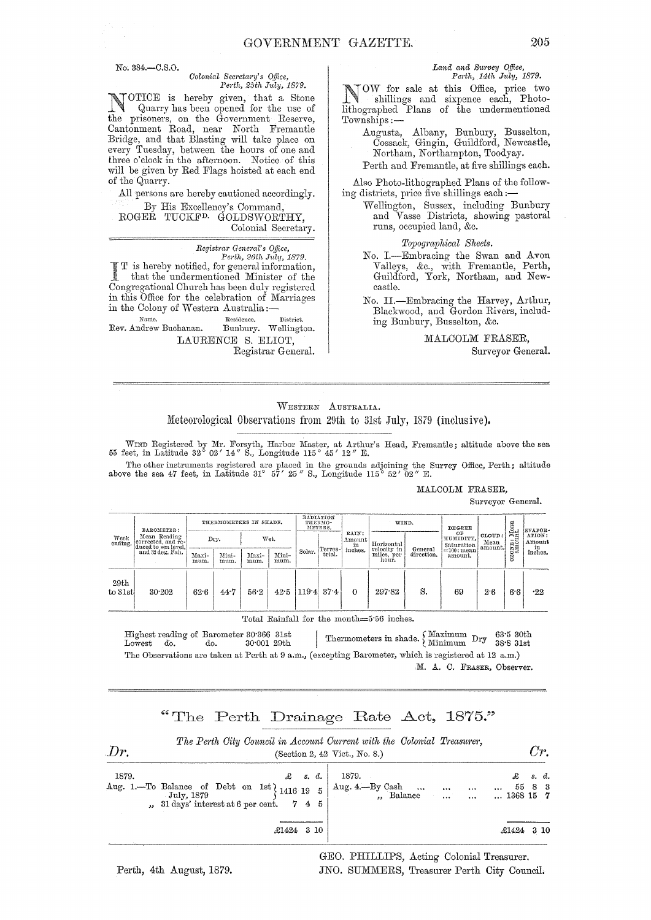No. 384.—C.S.O.

*Colonial Secretary's Office,*
*Perth, 25th July, 1879.*

NOTICE is hereby given, that a Stone Quarry has been opened for the use of the prisoners, on the Government Reserve, Cantonment Road, near North Fremantle Bridge, and that Blasting will take place on every Tuesday, between the hours of one and three o'clock in the afternoon. Notice of this will be given by Red Flags hoisted at each end of the Quarry.

All persons are hereby cautioned accordingly.

By His Excellency's Command,
ROGER TUCKFD. GOLDSWORTHY,
Colonial Secretary.

---

*Registrar General's Office,*
*Perth, 26th July, 1879.*

IT is hereby notified, for general information, that the undermentioned Minister of the Congregational Church has been duly registered in this Office for the celebration of Marriages in the Colony of Western Australia:—

| Name. | Residence. | District. |
|---|---|---|
| Rev. Andrew Buchanan. | Bunbury. | Wellington. |

LAURENCE S. ELIOT,
Registrar General.

---

*Land and Survey Office,*
*Perth, 14th July, 1879.*

NOW for sale at this Office, price two shillings and sixpence each, Photo-lithographed Plans of the undermentioned Townships:—

Augusta, Albany, Bunbury, Busselton, Cossack, Gingin, Guildford, Newcastle, Northam, Northampton, Toodyay.

Perth and Fremantle, at five shillings each.

Also Photo-lithographed Plans of the following districts, price five shillings each:—

Wellington, Sussex, including Bunbury and Vasse Districts, showing pastoral runs, occupied land, &c.

*Topographical Sheets.*

No. I.—Embracing the Swan and Avon Valleys, &c., with Fremantle, Perth, Guildford, York, Northam, and Newcastle.

No. II.—Embracing the Harvey, Arthur, Blackwood, and Gordon Rivers, including Bunbury, Busselton, &c.

MALCOLM FRASER,
Surveyor General.

---

WESTERN AUSTRALIA.

## Meteorological Observations from 29th to 31st July, 1879 (inclusive).

WIND Registered by Mr. Forsyth, Harbor Master, at Arthur's Head, Fremantle; altitude above the sea 55 feet, in Latitude 32° 02′ 14″ S., Longitude 115° 45′ 12″ E.

The other instruments registered are placed in the grounds adjoining the Survey Office, Perth; altitude above the sea 47 feet, in Latitude 31° 57′ 25″ S., Longitude 115° 52′ 02″ E.

MALCOLM FRASER,
Surveyor General.

| Week ending. | BAROMETER: Mean Reading corrected, and reduced to sea level, and 32 deg. Fah. | THERMOMETERS IN SHADE. Dry. Maximum. | Dry. Minimum. | Wet. Maximum. | Wet. Minimum. | RADIATION THERMOMETERS. Solar. | Terrestrial. | RAIN: Amount in inches. | WIND. Horizontal velocity in miles, per hour. | General direction. | DEGREE OF HUMIDITY, Saturation =100: mean amount. | CLOUD: Mean amount. | OZONE: Mean amount. | EVAPORATION: Amount in inches. |
|---|---|---|---|---|---|---|---|---|---|---|---|---|---|---|
| 29th to 31st | 30·202 | 62·6 | 44·7 | 56·2 | 42·5 | 119·4 | 37·4 | 0 | 297·82 | S. | 69 | 2·6 | 6·6 | ·22 |

Total Rainfall for the month=5·56 inches.

Highest reading of Barometer 30·366 31st
Lowest do. do. 30·001 29th

Thermometers in shade. Maximum Dry 63·5 30th; Minimum Dry 38·8 31st

The Observations are taken at Perth at 9 a.m., (excepting Barometer, which is registered at 12 a.m.)

M. A. C. FRASER, Observer.

---

## "The Perth Drainage Rate Act, 1875."

*The Perth City Council in Account Current with the Colonial Treasurer,*
(Section 2, 42 Vict., No. 8.)

| *Dr.* | £ s. d. | *Cr.* | £ s. d. |
|---|---|---|---|
| 1879. | | 1879. | |
| Aug. 1.—To Balance of Debt on 1st July, 1879 | 1416 19 5 | Aug. 4.—By Cash ... ... ... ... | 55 8 3 |
| " 31 days' interest at 6 per cent. | 7 4 5 | " Balance ... ... ... | 1368 15 7 |
| | £1424 3 10 | | £1424 3 10 |

Perth, 4th August, 1879.

GEO. PHILLIPS, Acting Colonial Treasurer.
JNO. SUMMERS, Treasurer Perth City Council.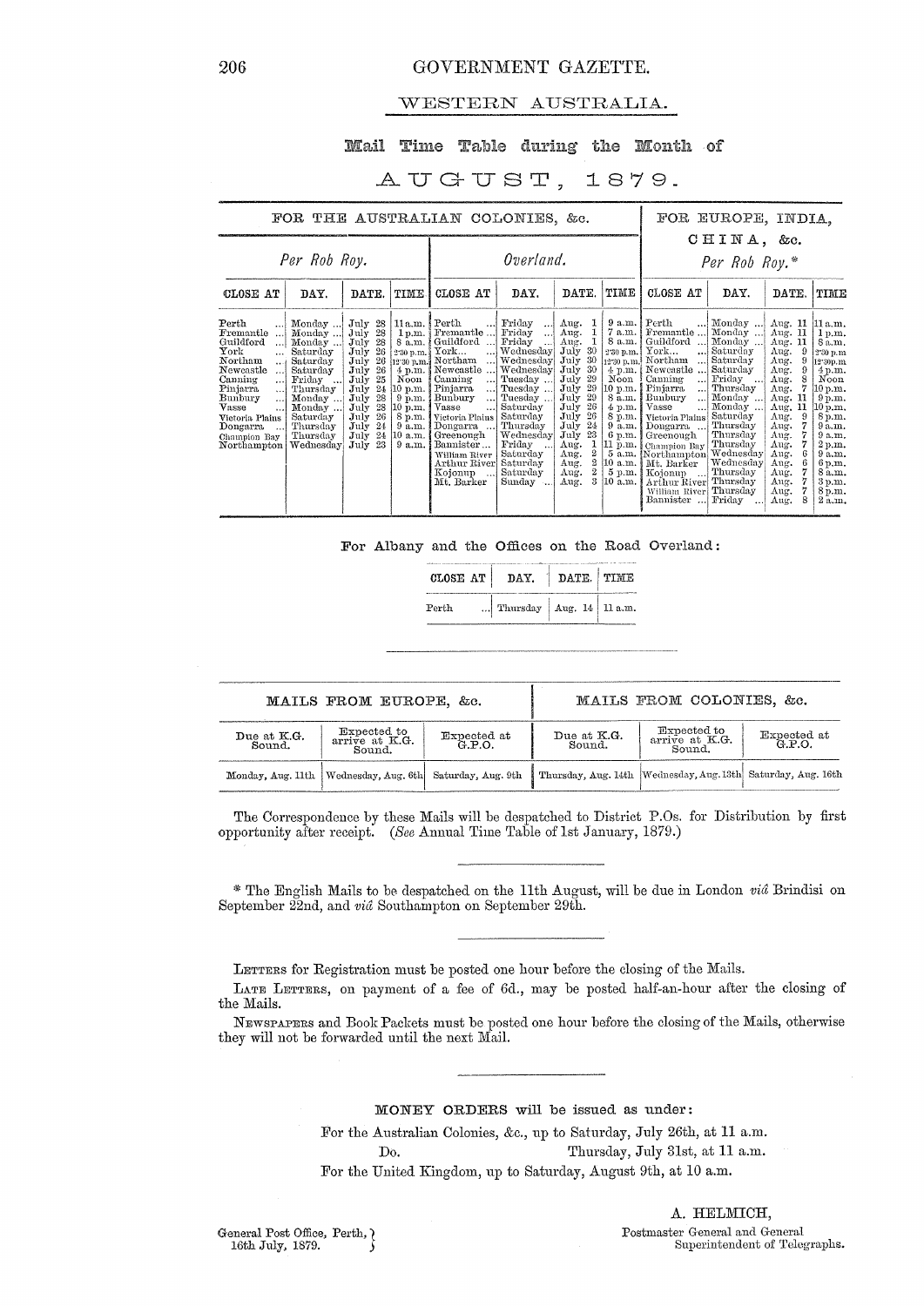# WESTERN AUSTRALIA.

## Mail Time Table during the Month of

## AUGUST, 1879.

| FOR THE AUSTRALIAN COLONIES, &c. | | | | | | | | FOR EUROPE, INDIA, CHINA, &c. | | | |
|---|---|---|---|---|---|---|---|---|---|---|---|
| *Per Rob Roy.* | | | | *Overland.* | | | | *Per Rob Roy.** | | | |
| CLOSE AT | DAY. | DATE. | TIME | CLOSE AT | DAY. | DATE. | TIME | CLOSE AT | DAY. | DATE. | TIME |
| Perth ... | Monday ... | July 28 | 11 a.m. | Perth ... | Friday ... | Aug. 1 | 9 a.m. | Perth ... | Monday ... | Aug. 11 | 11 a.m. |
| Fremantle ... | Monday ... | July 28 | 1 p.m. | Fremantle ... | Friday ... | Aug. 1 | 7 a.m. | Fremantle ... | Monday ... | Aug. 11 | 1 p.m. |
| Guildford ... | Monday ... | July 28 | 8 a.m. | Guildford ... | Friday ... | Aug. 1 | 8 a.m. | Guildford ... | Monday ... | Aug. 11 | 8 a.m. |
| York ... | Saturday | July 26 | 2·30 p.m. | York... ... | Wednesday | July 30 | 2·30 p.m. | York... ... | Saturday | Aug. 9 | 2·30 p.m. |
| Northam ... | Saturday | July 26 | 12·30 p.m. | Northam ... | Wednesday | July 30 | 12·30 p.m. | Northam ... | Saturday | Aug. 9 | 12·30 p.m. |
| Newcastle ... | Saturday | July 26 | 4 p.m. | Newcastle ... | Wednesday | July 30 | 4 p.m. | Newcastle ... | Saturday | Aug. 9 | 4 p.m. |
| Canning ... | Friday ... | July 25 | Noon | Canning ... | Tuesday ... | July 29 | Noon | Canning ... | Friday ... | Aug. 8 | Noon |
| Pinjarra ... | Thursday | July 24 | 10 p.m. | Pinjarra ... | Tuesday ... | July 29 | 10 p.m. | Pinjarra ... | Thursday | Aug. 7 | 10 p.m. |
| Bunbury ... | Monday ... | July 28 | 9 p.m. | Bunbury ... | Tuesday ... | July 29 | 8 a.m. | Bunbury ... | Monday ... | Aug. 11 | 9 p.m. |
| Vasse ... | Monday ... | July 28 | 10 p.m. | Vasse ... | Saturday | July 26 | 4 p.m. | Vasse ... | Monday ... | Aug. 11 | 10 p.m. |
| Victoria Plains | Saturday | July 26 | 8 p.m. | Victoria Plains | Saturday | July 26 | 8 p.m. | Victoria Plains | Saturday | Aug. 9 | 8 p.m. |
| Dongarra ... | Thursday | July 24 | 9 a.m. | Dongarra ... | Thursday | July 24 | 9 a.m. | Dongarra ... | Thursday | Aug. 7 | 9 a.m. |
| Champion Bay | Thursday | July 24 | 10 a.m. | Greenough | Wednesday | July 23 | 6 p.m. | Greenough | Thursday | Aug. 7 | 9 a.m. |
| Northampton | Wednesday | July 23 | 9 a.m. | Bannister ... | Friday ... | Aug. 1 | 11 p.m. | Champion Bay | Thursday | Aug. 7 | 2 p.m. |
| | | | | William River | Saturday | Aug. 2 | 5 a.m. | Northampton | Wednesday | Aug. 6 | 9 a.m. |
| | | | | Arthur River | Saturday | Aug. 2 | 10 a.m. | Mt. Barker | Wednesday | Aug. 6 | 6 p.m. |
| | | | | Kojonup ... | Saturday | Aug. 2 | 5 p.m. | Kojonup ... | Thursday | Aug. 7 | 8 a.m. |
| | | | | Mt. Barker | Sunday ... | Aug. 3 | 10 a.m. | Arthur River | Thursday | Aug. 7 | 3 p.m. |
| | | | | | | | | William River | Thursday | Aug. 7 | 8 p.m. |
| | | | | | | | | Bannister ... | Friday ... | Aug. 8 | 2 a.m. |

For Albany and the Offices on the Road Overland:

| CLOSE AT | DAY. | DATE. | TIME |
|---|---|---|---|
| Perth ... | Thursday | Aug. 14 | 11 a.m. |

| MAILS FROM EUROPE, &c. | | | MAILS FROM COLONIES, &c. | | |
|---|---|---|---|---|---|
| Due at K.G. Sound. | Expected to arrive at K.G. Sound. | Expected at G.P.O. | Due at K.G. Sound. | Expected to arrive at K.G. Sound. | Expected at G.P.O. |
| Monday, Aug. 11th | Wednesday, Aug. 6th | Saturday, Aug. 9th | Thursday, Aug. 14th | Wednesday, Aug. 13th | Saturday, Aug. 16th |

The Correspondence by these Mails will be despatched to District P.Os. for Distribution by first opportunity after receipt. (*See* Annual Time Table of 1st January, 1879.)

* The English Mails to be despatched on the 11th August, will be due in London *viâ* Brindisi on September 22nd, and *viâ* Southampton on September 29th.

LETTERS for Registration must be posted one hour before the closing of the Mails.

LATE LETTERS, on payment of a fee of 6d., may be posted half-an-hour after the closing of the Mails.

NEWSPAPERS and Book Packets must be posted one hour before the closing of the Mails, otherwise they will not be forwarded until the next Mail.

MONEY ORDERS will be issued as under:

For the Australian Colonies, &c., up to Saturday, July 26th, at 11 a.m.

Do. Thursday, July 31st, at 11 a.m.

For the United Kingdom, up to Saturday, August 9th, at 10 a.m.

A. HELMICH,
Postmaster General and General Superintendent of Telegraphs.

General Post Office, Perth,
16th July, 1879.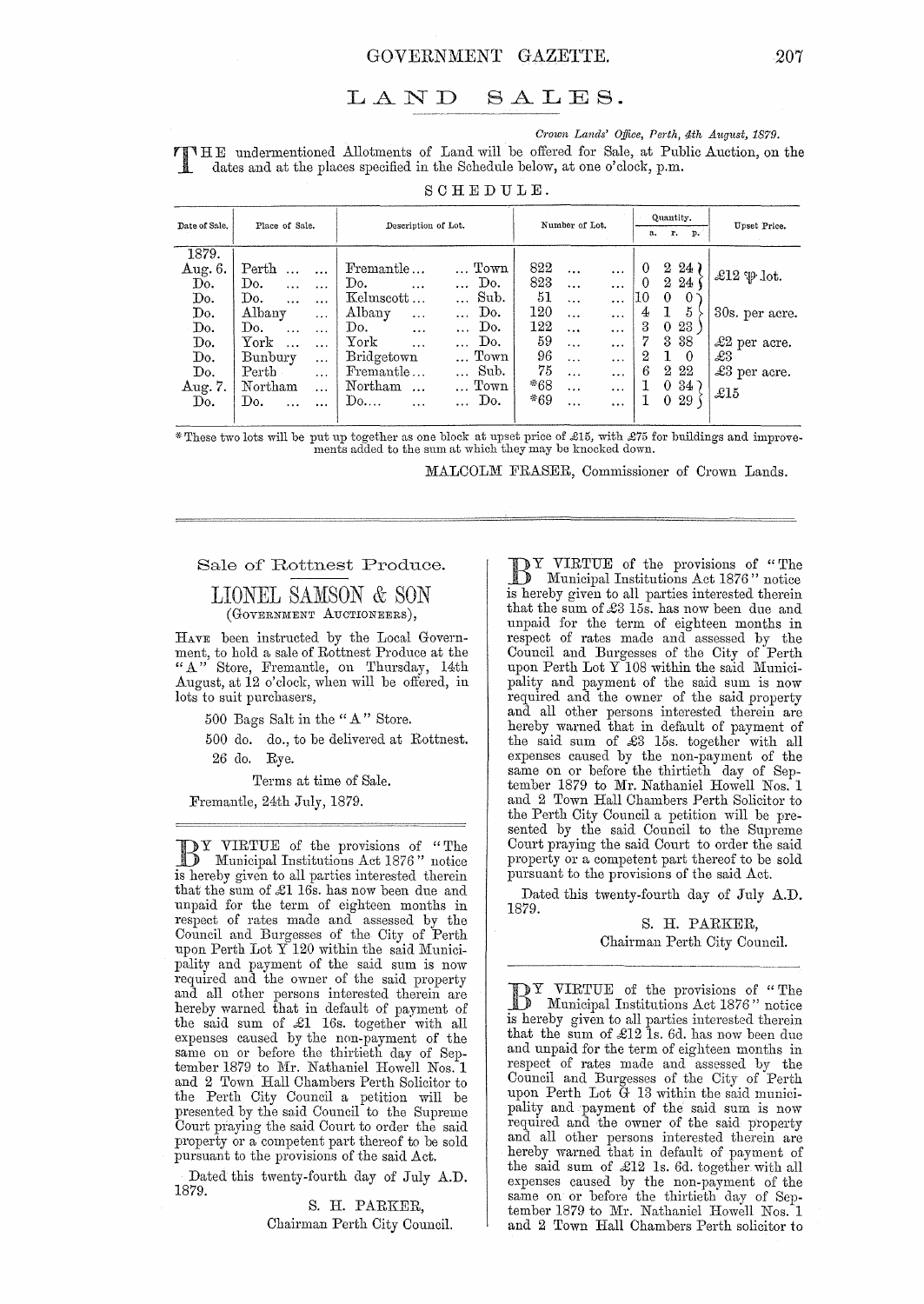# LAND SALES.

*Crown Lands' Office, Perth, 4th August, 1879.*

THE undermentioned Allotments of Land will be offered for Sale, at Public Auction, on the dates and at the places specified in the Schedule below, at one o'clock, p.m.

SCHEDULE.

| Date of Sale. | Place of Sale. | Description of Lot. | | Number of Lot. | Quantity. | | | Upset Price. |
|---|---|---|---|---|---|---|---|---|
| | | | | | a. | r. | p. | |
| 1879. | | | | | | | | |
| Aug. 6. | Perth ... ... | Fremantle ... | ... Town | 822 ... ... | 0 | 2 | 24 | £12 ℔ lot. |
| Do. | Do. ... ... | Do. ... | ... Do. | 823 ... ... | 0 | 2 | 24 | |
| Do. | Do. ... ... | Kelmscott ... | ... Sub. | 51 ... ... | 10 | 0 | 0 | 30s. per acre. |
| Do. | Albany ... | Albany ... | ... Do. | 120 ... ... | 4 | 1 | 5 | |
| Do. | Do. ... ... | Do. ... | ... Do. | 122 ... ... | 3 | 0 | 23 | |
| Do. | York ... ... | York ... | ... Do. | 59 ... ... | 7 | 3 | 38 | £2 per acre. |
| Do. | Bunbury ... | Bridgetown | ... Town | 96 ... ... | 2 | 1 | 0 | £3 |
| Do. | Perth ... | Fremantle ... | ... Sub. | 75 ... ... | 6 | 2 | 22 | £3 per acre. |
| Aug. 7. | Northam ... | Northam ... | ... Town | *68 ... ... | 1 | 0 | 34 | £15 |
| Do. | Do. ... ... | Do.... ... | ... Do. | *69 ... ... | 1 | 0 | 29 | |

\* These two lots will be put up together as one block at upset price of £15, with £75 for buildings and improvements added to the sum at which they may be knocked down.

MALCOLM FRASER, Commissioner of Crown Lands.

---

## Sale of Rottnest Produce.

## LIONEL SAMSON & SON
(GOVERNMENT AUCTIONEERS),

HAVE been instructed by the Local Government, to hold a sale of Rottnest Produce at the "A" Store, Fremantle, on Thursday, 14th August, at 12 o'clock, when will be offered, in lots to suit purchasers,

500 Bags Salt in the "A" Store.

500 do. do., to be delivered at Rottnest.

26 do. Rye.

Terms at time of Sale.

Fremantle, 24th July, 1879.

---

BY VIRTUE of the provisions of "The Municipal Institutions Act 1876" notice is hereby given to all parties interested therein that the sum of £1 16s. has now been due and unpaid for the term of eighteen months in respect of rates made and assessed by the Council and Burgesses of the City of Perth upon Perth Lot Y 120 within the said Municipality and payment of the said sum is now required and the owner of the said property and all other persons interested therein are hereby warned that in default of payment of the said sum of £1 16s. together with all expenses caused by the non-payment of the same on or before the thirtieth day of September 1879 to Mr. Nathaniel Howell Nos. 1 and 2 Town Hall Chambers Perth Solicitor to the Perth City Council a petition will be presented by the said Council to the Supreme Court praying the said Court to order the said property or a competent part thereof to be sold pursuant to the provisions of the said Act.

Dated this twenty-fourth day of July A.D. 1879.

S. H. PARKER,
Chairman Perth City Council.

---

BY VIRTUE of the provisions of "The Municipal Institutions Act 1876" notice is hereby given to all parties interested therein that the sum of £3 15s. has now been due and unpaid for the term of eighteen months in respect of rates made and assessed by the Council and Burgesses of the City of Perth upon Perth Lot Y 108 within the said Municipality and payment of the said sum is now required and the owner of the said property and all other persons interested therein are hereby warned that in default of payment of the said sum of £3 15s. together with all expenses caused by the non-payment of the same on or before the thirtieth day of September 1879 to Mr. Nathaniel Howell Nos. 1 and 2 Town Hall Chambers Perth Solicitor to the Perth City Council a petition will be presented by the said Council to the Supreme Court praying the said Court to order the said property or a competent part thereof to be sold pursuant to the provisions of the said Act.

Dated this twenty-fourth day of July A.D. 1879.

S. H. PARKER,
Chairman Perth City Council.

---

BY VIRTUE of the provisions of "The Municipal Institutions Act 1876" notice is hereby given to all parties interested therein that the sum of £12 1s. 6d. has now been due and unpaid for the term of eighteen months in respect of rates made and assessed by the Council and Burgesses of the City of Perth upon Perth Lot G 13 within the said municipality and payment of the said sum is now required and the owner of the said property and all other persons interested therein are hereby warned that in default of payment of the said sum of £12 1s. 6d. together with all expenses caused by the non-payment of the same on or before the thirtieth day of September 1879 to Mr. Nathaniel Howell Nos. 1 and 2 Town Hall Chambers Perth solicitor to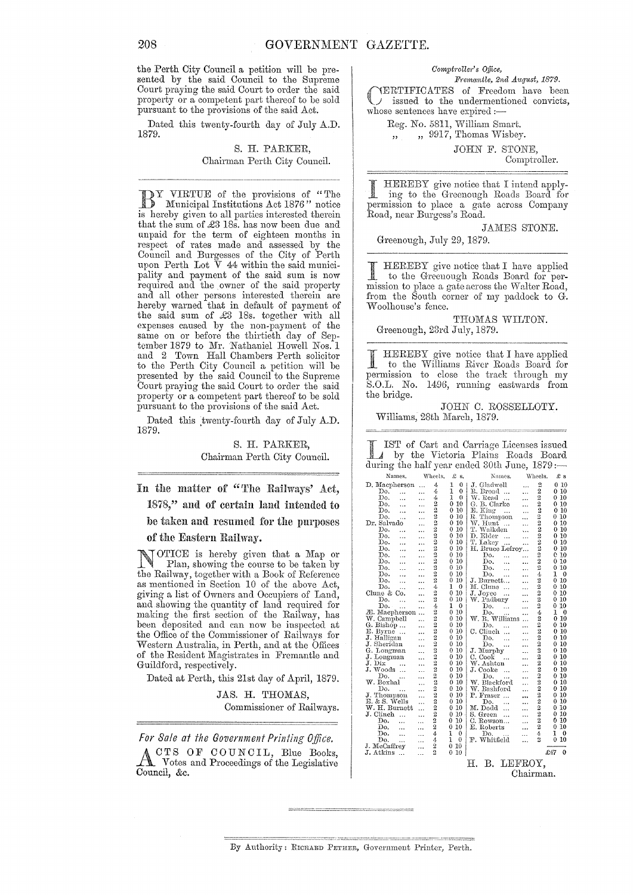the Perth City Council a petition will be presented by the said Council to the Supreme Court praying the said Court to order the said property or a competent part thereof to be sold pursuant to the provisions of the said Act.

Dated this twenty-fourth day of July A.D. 1879.

S. H. PARKER,
Chairman Perth City Council.

---

BY VIRTUE of the provisions of "The Municipal Institutions Act 1876" notice is hereby given to all parties interested therein that the sum of £3 18s. has now been due and unpaid for the term of eighteen months in respect of rates made and assessed by the Council and Burgesses of the City of Perth upon Perth Lot V 44 within the said municipality and payment of the said sum is now required and the owner of the said property and all other persons interested therein are hereby warned that in default of payment of the said sum of £3 18s. together with all expenses caused by the non-payment of the same on or before the thirtieth day of September 1879 to Mr. Nathaniel Howell Nos. 1 and 2 Town Hall Chambers Perth solicitor to the Perth City Council a petition will be presented by the said Council to the Supreme Court praying the said Court to order the said property or a competent part thereof to be sold pursuant to the provisions of the said Act.

Dated this twenty-fourth day of July A.D. 1879.

S. H. PARKER,
Chairman Perth City Council.

---

## In the matter of "The Railways' Act, 1878," and of certain land intended to be taken and resumed for the purposes of the Eastern Railway.

NOTICE is hereby given that a Map or Plan, showing the course to be taken by the Railway, together with a Book of Reference as mentioned in Section 10 of the above Act, giving a list of Owners and Occupiers of Land, and showing the quantity of land required for making the first section of the Railway, has been deposited and can now be inspected at the Office of the Commissioner of Railways for Western Australia, in Perth, and at the Offices of the Resident Magistrates in Fremantle and Guildford, respectively.

Dated at Perth, this 21st day of April, 1879.

JAS. H. THOMAS,
Commissioner of Railways.

---

*For Sale at the Government Printing Office.*

ACTS OF COUNCIL, Blue Books, Votes and Proceedings of the Legislative Council, &c.

---

*Comptroller's Office,*
*Fremantle, 2nd August, 1879.*

CERTIFICATES of Freedom have been issued to the undermentioned convicts, whose sentences have expired:—

Reg. No. 5811, William Smart.
" " 9917, Thomas Wisbey.

JOHN F. STONE,
Comptroller.

---

I HEREBY give notice that I intend applying to the Greenough Roads Board for permission to place a gate across Company Road, near Burgess's Road.

JAMES STONE.

Greenough, July 29, 1879.

---

I HEREBY give notice that I have applied to the Greenough Roads Board for permission to place a gate across the Walter Road, from the South corner of my paddock to G. Woolhouse's fence.

THOMAS WILTON.

Greenough, 23rd July, 1879.

---

I HEREBY give notice that I have applied to the Williams River Roads Board for permission to close the track through my S.O.L. No. 1496, running eastwards from the bridge.

JOHN C. ROSSELLOTY.

Williams, 28th March, 1879.

---

LIST of Cart and Carriage Licenses issued by the Victoria Plains Roads Board during the half year ended 30th June, 1879:—

| Names. | Wheels. | £ s. | Names. | Wheels. | £ s. |
|---|---|---|---|---|---|
| D. Macpherson ... | 4 | 1 0 | J. Gladwell ... | 2 | 0 10 |
| Do. ... | 4 | 1 0 | R. Broad ... | 2 | 0 10 |
| Do. ... | 4 | 1 0 | W. Read ... | 2 | 0 10 |
| Do. ... | 2 | 0 10 | G. B. Clarke ... | 2 | 0 10 |
| Do. ... | 2 | 0 10 | E. King ... | 2 | 0 10 |
| Do. ... | 2 | 0 10 | R. Thompson ... | 2 | 0 10 |
| Dr. Salvado ... | 2 | 0 10 | W. Hunt ... | 2 | 0 10 |
| Do. ... | 2 | 0 10 | T. Walkden ... | 2 | 0 10 |
| Do. ... | 2 | 0 10 | D. Elder ... | 2 | 0 10 |
| Do. ... | 2 | 0 10 | T. Lakey ... | 2 | 0 10 |
| Do. ... | 2 | 0 10 | H. Bruce Lefroy... | 2 | 0 10 |
| Do. ... | 2 | 0 10 | Do. ... | 2 | 0 10 |
| Do. ... | 2 | 0 10 | Do. ... | 2 | 0 10 |
| Do. ... | 2 | 0 10 | Do. ... | 2 | 0 10 |
| Do. ... | 2 | 0 10 | Do. ... | 4 | 1 0 |
| Do. ... | 2 | 0 10 | J. Burnett... | 2 | 0 10 |
| Do. ... | 4 | 1 0 | M. Clune ... | 2 | 0 10 |
| Clune & Co. ... | 2 | 0 10 | J. Joyce ... | 2 | 0 10 |
| Do. ... | 2 | 0 10 | W. Padbury ... | 2 | 0 10 |
| Do. ... | 4 | 1 0 | Do. ... | 2 | 0 10 |
| Æ. Macpherson ... | 2 | 0 10 | Do. ... | 4 | 1 0 |
| W. Campbell ... | 2 | 0 10 | W. R. Williams ... | 2 | 0 10 |
| G. Bishop ... | 2 | 0 10 | Do. ... | 2 | 0 10 |
| E. Byrne ... | 2 | 0 10 | C. Clinch ... | 2 | 0 10 |
| J. Halligan ... | 2 | 0 10 | Do. ... | 2 | 0 10 |
| J. Sheridan ... | 2 | 0 10 | Do. ... | 2 | 0 10 |
| G. Longman ... | 2 | 0 10 | J. Murphy ... | 2 | 0 10 |
| J. Longman ... | 2 | 0 10 | C. Cook ... | 2 | 0 10 |
| J. Dix ... | 2 | 0 10 | W. Ashton ... | 2 | 0 10 |
| J. Woods ... | 2 | 0 10 | J. Cooke ... | 2 | 0 10 |
| Do. ... | 2 | 0 10 | Do. ... | 2 | 0 10 |
| W. Boxhal ... | 2 | 0 10 | W. Blackford ... | 2 | 0 10 |
| Do. ... | 2 | 0 10 | W. Bashford ... | 2 | 0 10 |
| J. Thompson ... | 2 | 0 10 | P. Fraser ... | 2 | 0 10 |
| E. & S. Wells ... | 2 | 0 10 | Do. ... | 2 | 0 10 |
| W. H. Burnett ... | 2 | 0 10 | M. Dodd ... | 2 | 0 10 |
| J. Clinch ... | 2 | 0 10 | S. Green ... | 2 | 0 10 |
| Do. ... | 2 | 0 10 | C. Rowson... | 2 | 0 10 |
| Do. ... | 2 | 0 10 | E. Roberts ... | 2 | 0 10 |
| Do. ... | 4 | 1 0 | Do. ... | 4 | 1 0 |
| Do. ... | 4 | 1 0 | F. Whitfield ... | 2 | 0 10 |
| J. McCaffrey ... | 2 | 0 10 | | | |
| J. Atkins ... | 2 | 0 10 | | | £47 0 |

H. B. LEFROY,
Chairman.

---

By Authority: RICHARD PETHER, Government Printer, Perth.